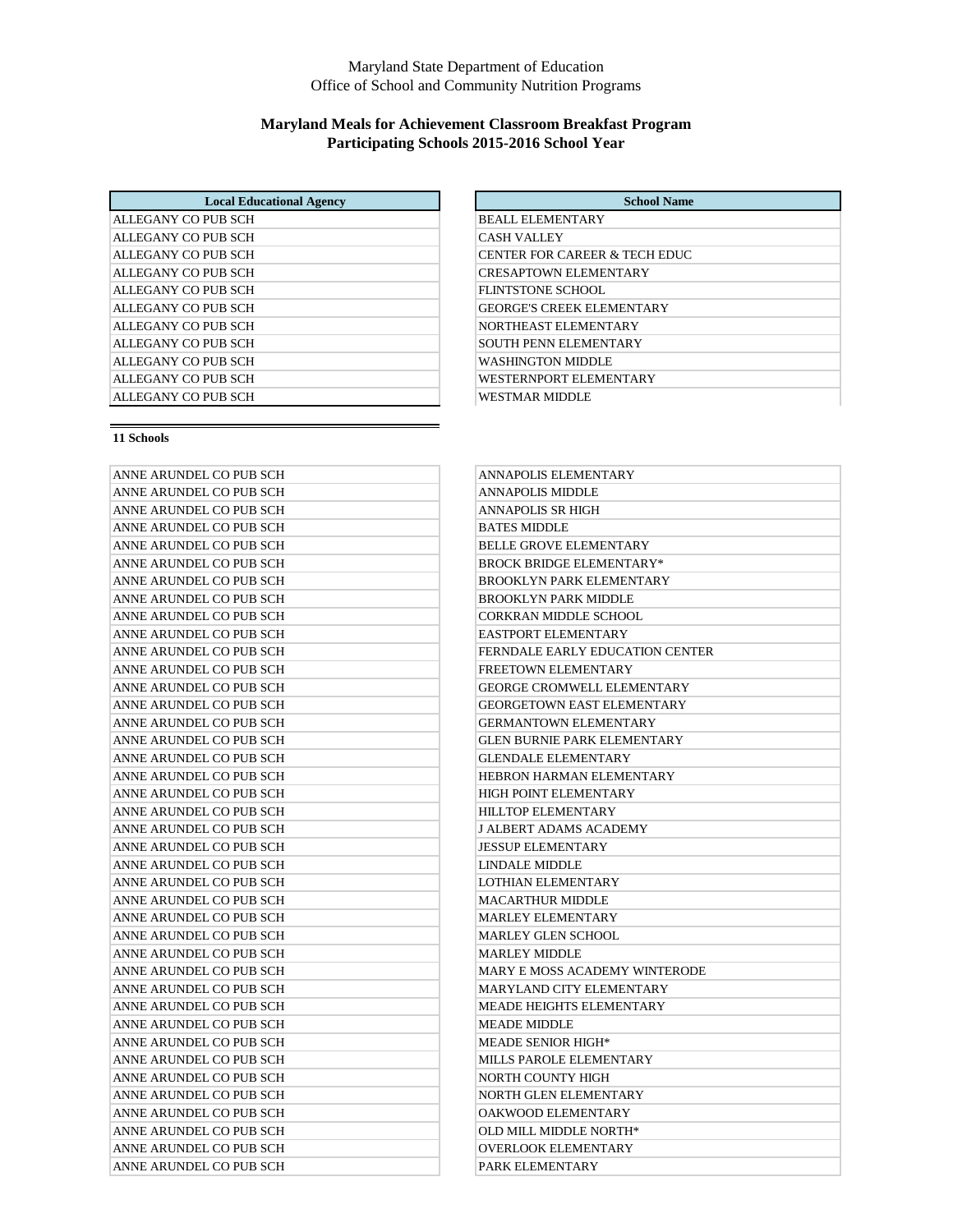Maryland State Department of Education
Office of School and Community Nutrition Programs

## Maryland Meals for Achievement Classroom Breakfast Program
## Participating Schools 2015-2016 School Year

| Local Educational Agency | School Name |
|---|---|
| ALLEGANY CO PUB SCH | BEALL ELEMENTARY |
| ALLEGANY CO PUB SCH | CASH VALLEY |
| ALLEGANY CO PUB SCH | CENTER FOR CAREER & TECH EDUC |
| ALLEGANY CO PUB SCH | CRESAPTOWN ELEMENTARY |
| ALLEGANY CO PUB SCH | FLINTSTONE SCHOOL |
| ALLEGANY CO PUB SCH | GEORGE'S CREEK ELEMENTARY |
| ALLEGANY CO PUB SCH | NORTHEAST ELEMENTARY |
| ALLEGANY CO PUB SCH | SOUTH PENN ELEMENTARY |
| ALLEGANY CO PUB SCH | WASHINGTON MIDDLE |
| ALLEGANY CO PUB SCH | WESTERNPORT ELEMENTARY |
| ALLEGANY CO PUB SCH | WESTMAR MIDDLE |

**11 Schools**

| Local Educational Agency | School Name |
|---|---|
| ANNE ARUNDEL CO PUB SCH | ANNAPOLIS ELEMENTARY |
| ANNE ARUNDEL CO PUB SCH | ANNAPOLIS MIDDLE |
| ANNE ARUNDEL CO PUB SCH | ANNAPOLIS SR HIGH |
| ANNE ARUNDEL CO PUB SCH | BATES MIDDLE |
| ANNE ARUNDEL CO PUB SCH | BELLE GROVE ELEMENTARY |
| ANNE ARUNDEL CO PUB SCH | BROCK BRIDGE ELEMENTARY* |
| ANNE ARUNDEL CO PUB SCH | BROOKLYN PARK ELEMENTARY |
| ANNE ARUNDEL CO PUB SCH | BROOKLYN PARK MIDDLE |
| ANNE ARUNDEL CO PUB SCH | CORKRAN MIDDLE SCHOOL |
| ANNE ARUNDEL CO PUB SCH | EASTPORT ELEMENTARY |
| ANNE ARUNDEL CO PUB SCH | FERNDALE EARLY EDUCATION CENTER |
| ANNE ARUNDEL CO PUB SCH | FREETOWN ELEMENTARY |
| ANNE ARUNDEL CO PUB SCH | GEORGE CROMWELL ELEMENTARY |
| ANNE ARUNDEL CO PUB SCH | GEORGETOWN EAST ELEMENTARY |
| ANNE ARUNDEL CO PUB SCH | GERMANTOWN ELEMENTARY |
| ANNE ARUNDEL CO PUB SCH | GLEN BURNIE PARK ELEMENTARY |
| ANNE ARUNDEL CO PUB SCH | GLENDALE ELEMENTARY |
| ANNE ARUNDEL CO PUB SCH | HEBRON HARMAN ELEMENTARY |
| ANNE ARUNDEL CO PUB SCH | HIGH POINT ELEMENTARY |
| ANNE ARUNDEL CO PUB SCH | HILLTOP ELEMENTARY |
| ANNE ARUNDEL CO PUB SCH | J ALBERT ADAMS ACADEMY |
| ANNE ARUNDEL CO PUB SCH | JESSUP ELEMENTARY |
| ANNE ARUNDEL CO PUB SCH | LINDALE MIDDLE |
| ANNE ARUNDEL CO PUB SCH | LOTHIAN ELEMENTARY |
| ANNE ARUNDEL CO PUB SCH | MACARTHUR MIDDLE |
| ANNE ARUNDEL CO PUB SCH | MARLEY ELEMENTARY |
| ANNE ARUNDEL CO PUB SCH | MARLEY GLEN SCHOOL |
| ANNE ARUNDEL CO PUB SCH | MARLEY MIDDLE |
| ANNE ARUNDEL CO PUB SCH | MARY E MOSS ACADEMY WINTERODE |
| ANNE ARUNDEL CO PUB SCH | MARYLAND CITY ELEMENTARY |
| ANNE ARUNDEL CO PUB SCH | MEADE HEIGHTS ELEMENTARY |
| ANNE ARUNDEL CO PUB SCH | MEADE MIDDLE |
| ANNE ARUNDEL CO PUB SCH | MEADE SENIOR HIGH* |
| ANNE ARUNDEL CO PUB SCH | MILLS PAROLE ELEMENTARY |
| ANNE ARUNDEL CO PUB SCH | NORTH COUNTY HIGH |
| ANNE ARUNDEL CO PUB SCH | NORTH GLEN ELEMENTARY |
| ANNE ARUNDEL CO PUB SCH | OAKWOOD ELEMENTARY |
| ANNE ARUNDEL CO PUB SCH | OLD MILL MIDDLE NORTH* |
| ANNE ARUNDEL CO PUB SCH | OVERLOOK ELEMENTARY |
| ANNE ARUNDEL CO PUB SCH | PARK ELEMENTARY |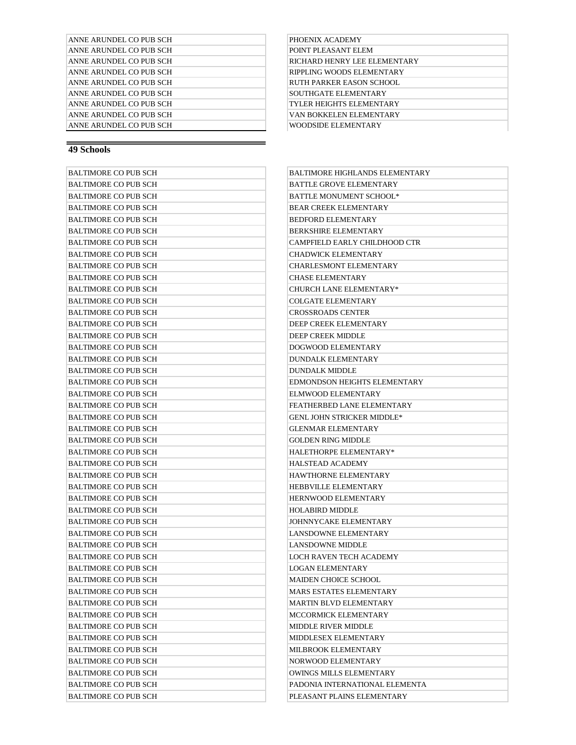| | |
|---|---|
| ANNE ARUNDEL CO PUB SCH | PHOENIX ACADEMY |
| ANNE ARUNDEL CO PUB SCH | POINT PLEASANT ELEM |
| ANNE ARUNDEL CO PUB SCH | RICHARD HENRY LEE ELEMENTARY |
| ANNE ARUNDEL CO PUB SCH | RIPPLING WOODS ELEMENTARY |
| ANNE ARUNDEL CO PUB SCH | RUTH PARKER EASON SCHOOL |
| ANNE ARUNDEL CO PUB SCH | SOUTHGATE ELEMENTARY |
| ANNE ARUNDEL CO PUB SCH | TYLER HEIGHTS ELEMENTARY |
| ANNE ARUNDEL CO PUB SCH | VAN BOKKELEN ELEMENTARY |
| ANNE ARUNDEL CO PUB SCH | WOODSIDE ELEMENTARY |

**49 Schools**

| | |
|---|---|
| BALTIMORE CO PUB SCH | BALTIMORE HIGHLANDS ELEMENTARY |
| BALTIMORE CO PUB SCH | BATTLE GROVE ELEMENTARY |
| BALTIMORE CO PUB SCH | BATTLE MONUMENT SCHOOL* |
| BALTIMORE CO PUB SCH | BEAR CREEK ELEMENTARY |
| BALTIMORE CO PUB SCH | BEDFORD ELEMENTARY |
| BALTIMORE CO PUB SCH | BERKSHIRE ELEMENTARY |
| BALTIMORE CO PUB SCH | CAMPFIELD EARLY CHILDHOOD CTR |
| BALTIMORE CO PUB SCH | CHADWICK ELEMENTARY |
| BALTIMORE CO PUB SCH | CHARLESMONT ELEMENTARY |
| BALTIMORE CO PUB SCH | CHASE ELEMENTARY |
| BALTIMORE CO PUB SCH | CHURCH LANE ELEMENTARY* |
| BALTIMORE CO PUB SCH | COLGATE ELEMENTARY |
| BALTIMORE CO PUB SCH | CROSSROADS CENTER |
| BALTIMORE CO PUB SCH | DEEP CREEK ELEMENTARY |
| BALTIMORE CO PUB SCH | DEEP CREEK MIDDLE |
| BALTIMORE CO PUB SCH | DOGWOOD ELEMENTARY |
| BALTIMORE CO PUB SCH | DUNDALK ELEMENTARY |
| BALTIMORE CO PUB SCH | DUNDALK MIDDLE |
| BALTIMORE CO PUB SCH | EDMONDSON HEIGHTS ELEMENTARY |
| BALTIMORE CO PUB SCH | ELMWOOD ELEMENTARY |
| BALTIMORE CO PUB SCH | FEATHERBED LANE ELEMENTARY |
| BALTIMORE CO PUB SCH | GENL JOHN STRICKER MIDDLE* |
| BALTIMORE CO PUB SCH | GLENMAR ELEMENTARY |
| BALTIMORE CO PUB SCH | GOLDEN RING MIDDLE |
| BALTIMORE CO PUB SCH | HALETHORPE ELEMENTARY* |
| BALTIMORE CO PUB SCH | HALSTEAD ACADEMY |
| BALTIMORE CO PUB SCH | HAWTHORNE ELEMENTARY |
| BALTIMORE CO PUB SCH | HEBBVILLE ELEMENTARY |
| BALTIMORE CO PUB SCH | HERNWOOD ELEMENTARY |
| BALTIMORE CO PUB SCH | HOLABIRD MIDDLE |
| BALTIMORE CO PUB SCH | JOHNNYCAKE ELEMENTARY |
| BALTIMORE CO PUB SCH | LANSDOWNE ELEMENTARY |
| BALTIMORE CO PUB SCH | LANSDOWNE MIDDLE |
| BALTIMORE CO PUB SCH | LOCH RAVEN TECH ACADEMY |
| BALTIMORE CO PUB SCH | LOGAN ELEMENTARY |
| BALTIMORE CO PUB SCH | MAIDEN CHOICE SCHOOL |
| BALTIMORE CO PUB SCH | MARS ESTATES ELEMENTARY |
| BALTIMORE CO PUB SCH | MARTIN BLVD ELEMENTARY |
| BALTIMORE CO PUB SCH | MCCORMICK ELEMENTARY |
| BALTIMORE CO PUB SCH | MIDDLE RIVER MIDDLE |
| BALTIMORE CO PUB SCH | MIDDLESEX ELEMENTARY |
| BALTIMORE CO PUB SCH | MILBROOK ELEMENTARY |
| BALTIMORE CO PUB SCH | NORWOOD ELEMENTARY |
| BALTIMORE CO PUB SCH | OWINGS MILLS ELEMENTARY |
| BALTIMORE CO PUB SCH | PADONIA INTERNATIONAL ELEMENTA |
| BALTIMORE CO PUB SCH | PLEASANT PLAINS ELEMENTARY |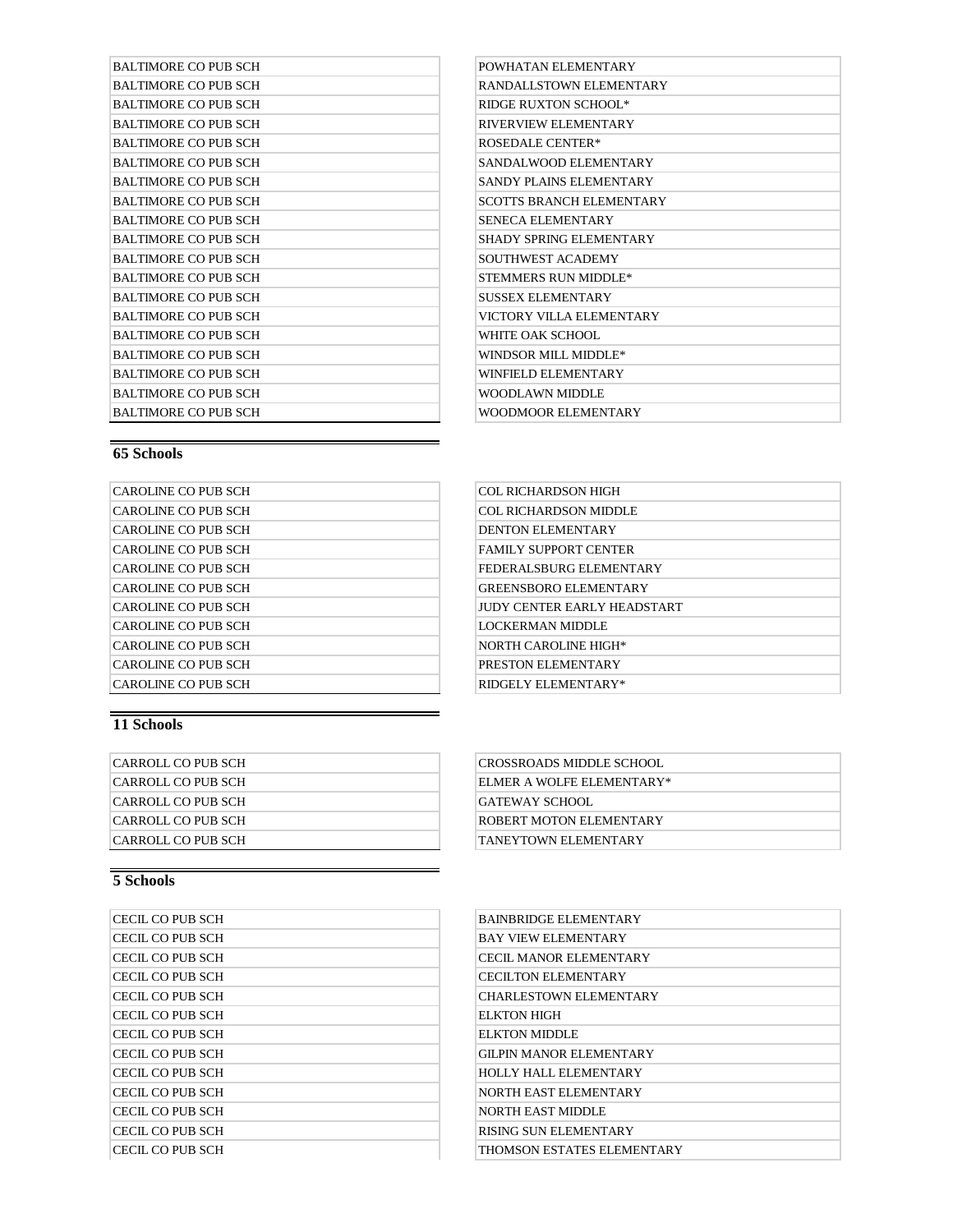| | |
|---|---|
| BALTIMORE CO PUB SCH | POWHATAN ELEMENTARY |
| BALTIMORE CO PUB SCH | RANDALLSTOWN ELEMENTARY |
| BALTIMORE CO PUB SCH | RIDGE RUXTON SCHOOL* |
| BALTIMORE CO PUB SCH | RIVERVIEW ELEMENTARY |
| BALTIMORE CO PUB SCH | ROSEDALE CENTER* |
| BALTIMORE CO PUB SCH | SANDALWOOD ELEMENTARY |
| BALTIMORE CO PUB SCH | SANDY PLAINS ELEMENTARY |
| BALTIMORE CO PUB SCH | SCOTTS BRANCH ELEMENTARY |
| BALTIMORE CO PUB SCH | SENECA ELEMENTARY |
| BALTIMORE CO PUB SCH | SHADY SPRING ELEMENTARY |
| BALTIMORE CO PUB SCH | SOUTHWEST ACADEMY |
| BALTIMORE CO PUB SCH | STEMMERS RUN MIDDLE* |
| BALTIMORE CO PUB SCH | SUSSEX ELEMENTARY |
| BALTIMORE CO PUB SCH | VICTORY VILLA ELEMENTARY |
| BALTIMORE CO PUB SCH | WHITE OAK SCHOOL |
| BALTIMORE CO PUB SCH | WINDSOR MILL MIDDLE* |
| BALTIMORE CO PUB SCH | WINFIELD ELEMENTARY |
| BALTIMORE CO PUB SCH | WOODLAWN MIDDLE |
| BALTIMORE CO PUB SCH | WOODMOOR ELEMENTARY |

**65 Schools**

| | |
|---|---|
| CAROLINE CO PUB SCH | COL RICHARDSON HIGH |
| CAROLINE CO PUB SCH | COL RICHARDSON MIDDLE |
| CAROLINE CO PUB SCH | DENTON ELEMENTARY |
| CAROLINE CO PUB SCH | FAMILY SUPPORT CENTER |
| CAROLINE CO PUB SCH | FEDERALSBURG ELEMENTARY |
| CAROLINE CO PUB SCH | GREENSBORO ELEMENTARY |
| CAROLINE CO PUB SCH | JUDY CENTER EARLY HEADSTART |
| CAROLINE CO PUB SCH | LOCKERMAN MIDDLE |
| CAROLINE CO PUB SCH | NORTH CAROLINE HIGH* |
| CAROLINE CO PUB SCH | PRESTON ELEMENTARY |
| CAROLINE CO PUB SCH | RIDGELY ELEMENTARY* |

**11 Schools**

| | |
|---|---|
| CARROLL CO PUB SCH | CROSSROADS MIDDLE SCHOOL |
| CARROLL CO PUB SCH | ELMER A WOLFE ELEMENTARY* |
| CARROLL CO PUB SCH | GATEWAY SCHOOL |
| CARROLL CO PUB SCH | ROBERT MOTON ELEMENTARY |
| CARROLL CO PUB SCH | TANEYTOWN ELEMENTARY |

**5 Schools**

| | |
|---|---|
| CECIL CO PUB SCH | BAINBRIDGE ELEMENTARY |
| CECIL CO PUB SCH | BAY VIEW ELEMENTARY |
| CECIL CO PUB SCH | CECIL MANOR ELEMENTARY |
| CECIL CO PUB SCH | CECILTON ELEMENTARY |
| CECIL CO PUB SCH | CHARLESTOWN ELEMENTARY |
| CECIL CO PUB SCH | ELKTON HIGH |
| CECIL CO PUB SCH | ELKTON MIDDLE |
| CECIL CO PUB SCH | GILPIN MANOR ELEMENTARY |
| CECIL CO PUB SCH | HOLLY HALL ELEMENTARY |
| CECIL CO PUB SCH | NORTH EAST ELEMENTARY |
| CECIL CO PUB SCH | NORTH EAST MIDDLE |
| CECIL CO PUB SCH | RISING SUN ELEMENTARY |
| CECIL CO PUB SCH | THOMSON ESTATES ELEMENTARY |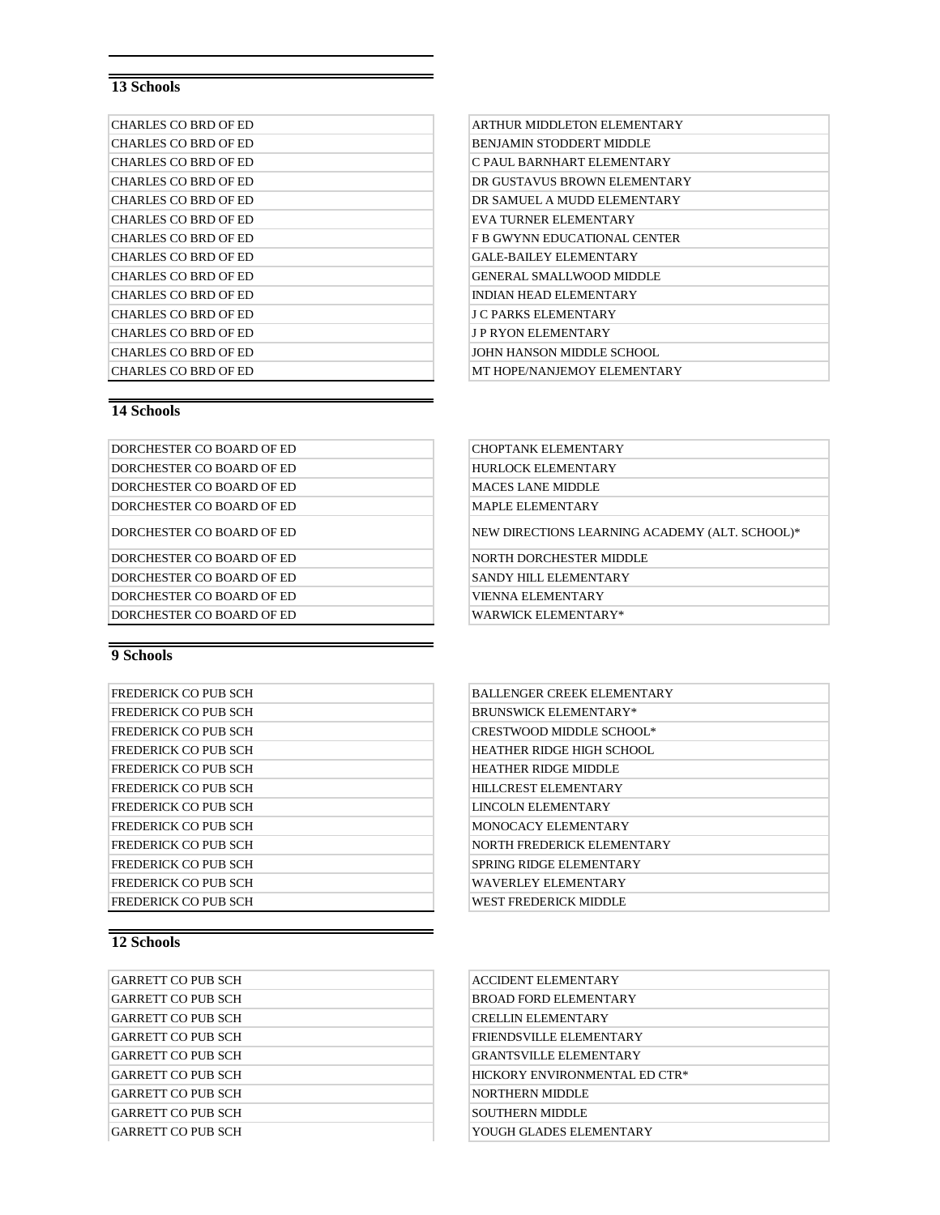## 13 Schools

| | |
|---|---|
| CHARLES CO BRD OF ED | ARTHUR MIDDLETON ELEMENTARY |
| CHARLES CO BRD OF ED | BENJAMIN STODDERT MIDDLE |
| CHARLES CO BRD OF ED | C PAUL BARNHART ELEMENTARY |
| CHARLES CO BRD OF ED | DR GUSTAVUS BROWN ELEMENTARY |
| CHARLES CO BRD OF ED | DR SAMUEL A MUDD ELEMENTARY |
| CHARLES CO BRD OF ED | EVA TURNER ELEMENTARY |
| CHARLES CO BRD OF ED | F B GWYNN EDUCATIONAL CENTER |
| CHARLES CO BRD OF ED | GALE-BAILEY ELEMENTARY |
| CHARLES CO BRD OF ED | GENERAL SMALLWOOD MIDDLE |
| CHARLES CO BRD OF ED | INDIAN HEAD ELEMENTARY |
| CHARLES CO BRD OF ED | J C PARKS ELEMENTARY |
| CHARLES CO BRD OF ED | J P RYON ELEMENTARY |
| CHARLES CO BRD OF ED | JOHN HANSON MIDDLE SCHOOL |
| CHARLES CO BRD OF ED | MT HOPE/NANJEMOY ELEMENTARY |

## 14 Schools

| | |
|---|---|
| DORCHESTER CO BOARD OF ED | CHOPTANK ELEMENTARY |
| DORCHESTER CO BOARD OF ED | HURLOCK ELEMENTARY |
| DORCHESTER CO BOARD OF ED | MACES LANE MIDDLE |
| DORCHESTER CO BOARD OF ED | MAPLE ELEMENTARY |
| DORCHESTER CO BOARD OF ED | NEW DIRECTIONS LEARNING ACADEMY (ALT. SCHOOL)* |
| DORCHESTER CO BOARD OF ED | NORTH DORCHESTER MIDDLE |
| DORCHESTER CO BOARD OF ED | SANDY HILL ELEMENTARY |
| DORCHESTER CO BOARD OF ED | VIENNA ELEMENTARY |
| DORCHESTER CO BOARD OF ED | WARWICK ELEMENTARY* |

## 9 Schools

| | |
|---|---|
| FREDERICK CO PUB SCH | BALLENGER CREEK ELEMENTARY |
| FREDERICK CO PUB SCH | BRUNSWICK ELEMENTARY* |
| FREDERICK CO PUB SCH | CRESTWOOD MIDDLE SCHOOL* |
| FREDERICK CO PUB SCH | HEATHER RIDGE HIGH SCHOOL |
| FREDERICK CO PUB SCH | HEATHER RIDGE MIDDLE |
| FREDERICK CO PUB SCH | HILLCREST ELEMENTARY |
| FREDERICK CO PUB SCH | LINCOLN ELEMENTARY |
| FREDERICK CO PUB SCH | MONOCACY ELEMENTARY |
| FREDERICK CO PUB SCH | NORTH FREDERICK ELEMENTARY |
| FREDERICK CO PUB SCH | SPRING RIDGE ELEMENTARY |
| FREDERICK CO PUB SCH | WAVERLEY ELEMENTARY |
| FREDERICK CO PUB SCH | WEST FREDERICK MIDDLE |

## 12 Schools

| | |
|---|---|
| GARRETT CO PUB SCH | ACCIDENT ELEMENTARY |
| GARRETT CO PUB SCH | BROAD FORD ELEMENTARY |
| GARRETT CO PUB SCH | CRELLIN ELEMENTARY |
| GARRETT CO PUB SCH | FRIENDSVILLE ELEMENTARY |
| GARRETT CO PUB SCH | GRANTSVILLE ELEMENTARY |
| GARRETT CO PUB SCH | HICKORY ENVIRONMENTAL ED CTR* |
| GARRETT CO PUB SCH | NORTHERN MIDDLE |
| GARRETT CO PUB SCH | SOUTHERN MIDDLE |
| GARRETT CO PUB SCH | YOUGH GLADES ELEMENTARY |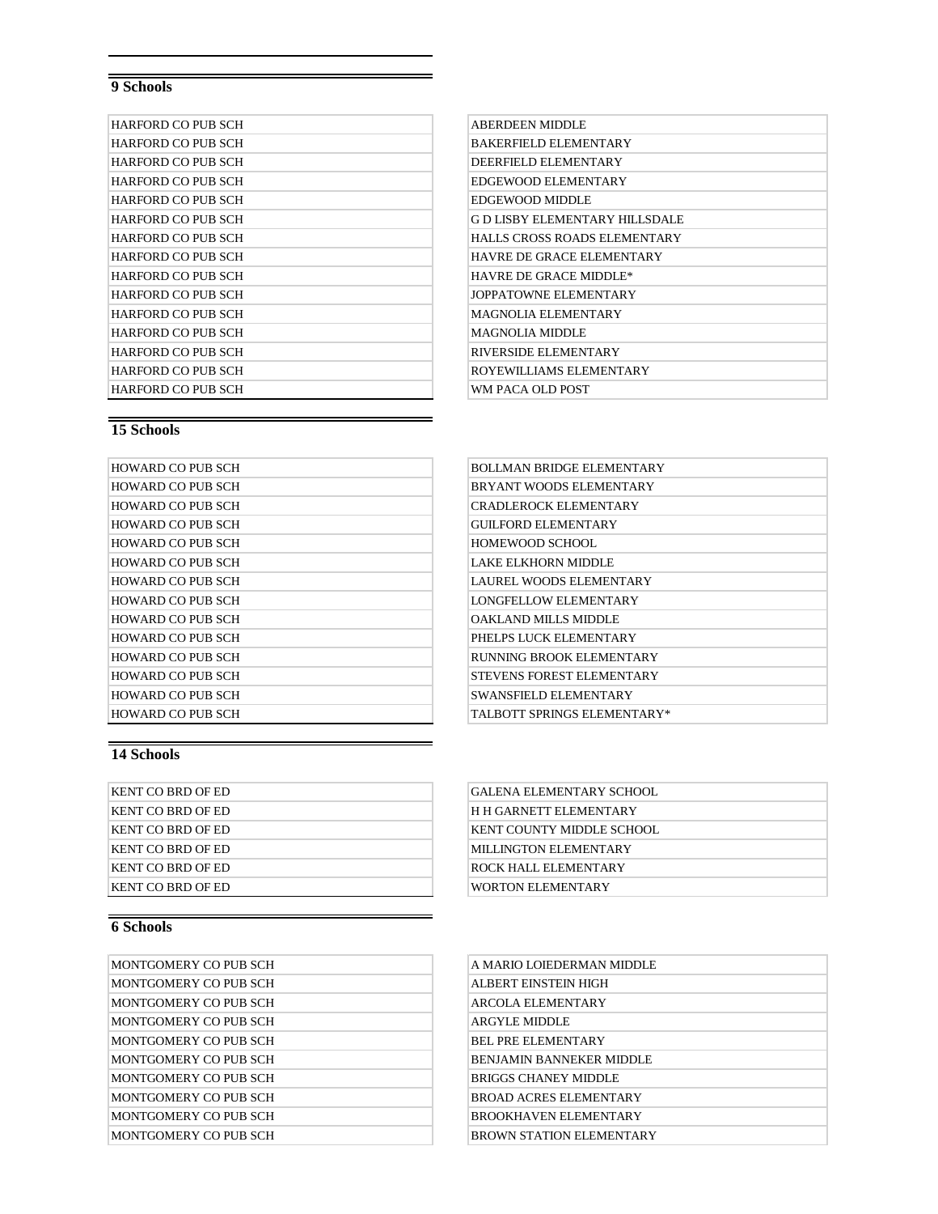**9 Schools**

| | |
|---|---|
| HARFORD CO PUB SCH | ABERDEEN MIDDLE |
| HARFORD CO PUB SCH | BAKERFIELD ELEMENTARY |
| HARFORD CO PUB SCH | DEERFIELD ELEMENTARY |
| HARFORD CO PUB SCH | EDGEWOOD ELEMENTARY |
| HARFORD CO PUB SCH | EDGEWOOD MIDDLE |
| HARFORD CO PUB SCH | G D LISBY ELEMENTARY HILLSDALE |
| HARFORD CO PUB SCH | HALLS CROSS ROADS ELEMENTARY |
| HARFORD CO PUB SCH | HAVRE DE GRACE ELEMENTARY |
| HARFORD CO PUB SCH | HAVRE DE GRACE MIDDLE* |
| HARFORD CO PUB SCH | JOPPATOWNE ELEMENTARY |
| HARFORD CO PUB SCH | MAGNOLIA ELEMENTARY |
| HARFORD CO PUB SCH | MAGNOLIA MIDDLE |
| HARFORD CO PUB SCH | RIVERSIDE ELEMENTARY |
| HARFORD CO PUB SCH | ROYEWILLIAMS ELEMENTARY |
| HARFORD CO PUB SCH | WM PACA OLD POST |

**15 Schools**

| | |
|---|---|
| HOWARD CO PUB SCH | BOLLMAN BRIDGE ELEMENTARY |
| HOWARD CO PUB SCH | BRYANT WOODS ELEMENTARY |
| HOWARD CO PUB SCH | CRADLEROCK ELEMENTARY |
| HOWARD CO PUB SCH | GUILFORD ELEMENTARY |
| HOWARD CO PUB SCH | HOMEWOOD SCHOOL |
| HOWARD CO PUB SCH | LAKE ELKHORN MIDDLE |
| HOWARD CO PUB SCH | LAUREL WOODS ELEMENTARY |
| HOWARD CO PUB SCH | LONGFELLOW ELEMENTARY |
| HOWARD CO PUB SCH | OAKLAND MILLS MIDDLE |
| HOWARD CO PUB SCH | PHELPS LUCK ELEMENTARY |
| HOWARD CO PUB SCH | RUNNING BROOK ELEMENTARY |
| HOWARD CO PUB SCH | STEVENS FOREST ELEMENTARY |
| HOWARD CO PUB SCH | SWANSFIELD ELEMENTARY |
| HOWARD CO PUB SCH | TALBOTT SPRINGS ELEMENTARY* |

**14 Schools**

| | |
|---|---|
| KENT CO BRD OF ED | GALENA ELEMENTARY SCHOOL |
| KENT CO BRD OF ED | H H GARNETT ELEMENTARY |
| KENT CO BRD OF ED | KENT COUNTY MIDDLE SCHOOL |
| KENT CO BRD OF ED | MILLINGTON ELEMENTARY |
| KENT CO BRD OF ED | ROCK HALL ELEMENTARY |
| KENT CO BRD OF ED | WORTON ELEMENTARY |

**6 Schools**

| | |
|---|---|
| MONTGOMERY CO PUB SCH | A MARIO LOIEDERMAN MIDDLE |
| MONTGOMERY CO PUB SCH | ALBERT EINSTEIN HIGH |
| MONTGOMERY CO PUB SCH | ARCOLA ELEMENTARY |
| MONTGOMERY CO PUB SCH | ARGYLE MIDDLE |
| MONTGOMERY CO PUB SCH | BEL PRE ELEMENTARY |
| MONTGOMERY CO PUB SCH | BENJAMIN BANNEKER MIDDLE |
| MONTGOMERY CO PUB SCH | BRIGGS CHANEY MIDDLE |
| MONTGOMERY CO PUB SCH | BROAD ACRES ELEMENTARY |
| MONTGOMERY CO PUB SCH | BROOKHAVEN ELEMENTARY |
| MONTGOMERY CO PUB SCH | BROWN STATION ELEMENTARY |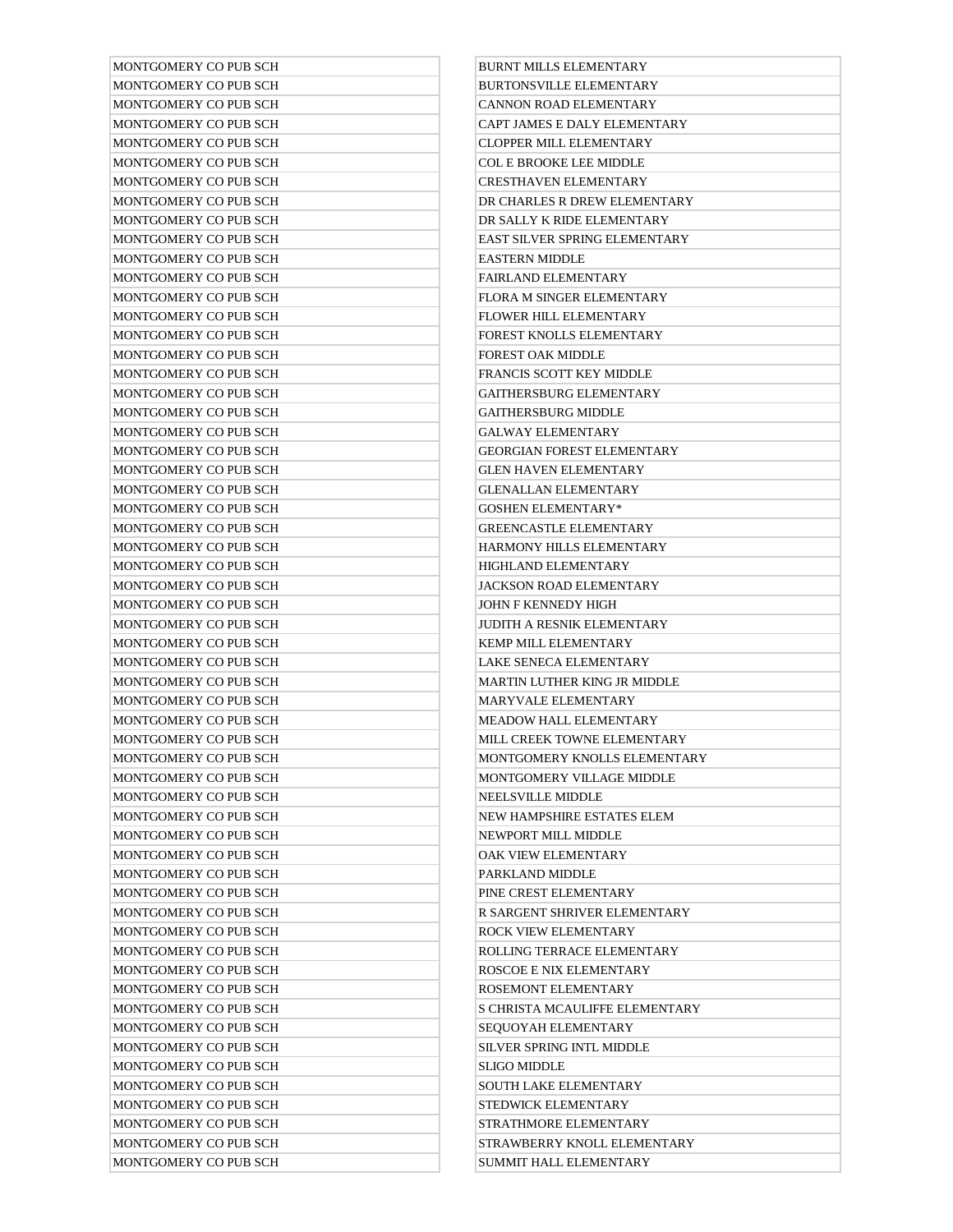| MONTGOMERY CO PUB SCH | BURNT MILLS ELEMENTARY |
|---|---|
| MONTGOMERY CO PUB SCH | BURTONSVILLE ELEMENTARY |
| MONTGOMERY CO PUB SCH | CANNON ROAD ELEMENTARY |
| MONTGOMERY CO PUB SCH | CAPT JAMES E DALY ELEMENTARY |
| MONTGOMERY CO PUB SCH | CLOPPER MILL ELEMENTARY |
| MONTGOMERY CO PUB SCH | COL E BROOKE LEE MIDDLE |
| MONTGOMERY CO PUB SCH | CRESTHAVEN ELEMENTARY |
| MONTGOMERY CO PUB SCH | DR CHARLES R DREW ELEMENTARY |
| MONTGOMERY CO PUB SCH | DR SALLY K RIDE ELEMENTARY |
| MONTGOMERY CO PUB SCH | EAST SILVER SPRING ELEMENTARY |
| MONTGOMERY CO PUB SCH | EASTERN MIDDLE |
| MONTGOMERY CO PUB SCH | FAIRLAND ELEMENTARY |
| MONTGOMERY CO PUB SCH | FLORA M SINGER ELEMENTARY |
| MONTGOMERY CO PUB SCH | FLOWER HILL ELEMENTARY |
| MONTGOMERY CO PUB SCH | FOREST KNOLLS ELEMENTARY |
| MONTGOMERY CO PUB SCH | FOREST OAK MIDDLE |
| MONTGOMERY CO PUB SCH | FRANCIS SCOTT KEY MIDDLE |
| MONTGOMERY CO PUB SCH | GAITHERSBURG ELEMENTARY |
| MONTGOMERY CO PUB SCH | GAITHERSBURG MIDDLE |
| MONTGOMERY CO PUB SCH | GALWAY ELEMENTARY |
| MONTGOMERY CO PUB SCH | GEORGIAN FOREST ELEMENTARY |
| MONTGOMERY CO PUB SCH | GLEN HAVEN ELEMENTARY |
| MONTGOMERY CO PUB SCH | GLENALLAN ELEMENTARY |
| MONTGOMERY CO PUB SCH | GOSHEN ELEMENTARY* |
| MONTGOMERY CO PUB SCH | GREENCASTLE ELEMENTARY |
| MONTGOMERY CO PUB SCH | HARMONY HILLS ELEMENTARY |
| MONTGOMERY CO PUB SCH | HIGHLAND ELEMENTARY |
| MONTGOMERY CO PUB SCH | JACKSON ROAD ELEMENTARY |
| MONTGOMERY CO PUB SCH | JOHN F KENNEDY HIGH |
| MONTGOMERY CO PUB SCH | JUDITH A RESNIK ELEMENTARY |
| MONTGOMERY CO PUB SCH | KEMP MILL ELEMENTARY |
| MONTGOMERY CO PUB SCH | LAKE SENECA ELEMENTARY |
| MONTGOMERY CO PUB SCH | MARTIN LUTHER KING JR MIDDLE |
| MONTGOMERY CO PUB SCH | MARYVALE ELEMENTARY |
| MONTGOMERY CO PUB SCH | MEADOW HALL ELEMENTARY |
| MONTGOMERY CO PUB SCH | MILL CREEK TOWNE ELEMENTARY |
| MONTGOMERY CO PUB SCH | MONTGOMERY KNOLLS ELEMENTARY |
| MONTGOMERY CO PUB SCH | MONTGOMERY VILLAGE MIDDLE |
| MONTGOMERY CO PUB SCH | NEELSVILLE MIDDLE |
| MONTGOMERY CO PUB SCH | NEW HAMPSHIRE ESTATES ELEM |
| MONTGOMERY CO PUB SCH | NEWPORT MILL MIDDLE |
| MONTGOMERY CO PUB SCH | OAK VIEW ELEMENTARY |
| MONTGOMERY CO PUB SCH | PARKLAND MIDDLE |
| MONTGOMERY CO PUB SCH | PINE CREST ELEMENTARY |
| MONTGOMERY CO PUB SCH | R SARGENT SHRIVER ELEMENTARY |
| MONTGOMERY CO PUB SCH | ROCK VIEW ELEMENTARY |
| MONTGOMERY CO PUB SCH | ROLLING TERRACE ELEMENTARY |
| MONTGOMERY CO PUB SCH | ROSCOE E NIX ELEMENTARY |
| MONTGOMERY CO PUB SCH | ROSEMONT ELEMENTARY |
| MONTGOMERY CO PUB SCH | S CHRISTA MCAULIFFE ELEMENTARY |
| MONTGOMERY CO PUB SCH | SEQUOYAH ELEMENTARY |
| MONTGOMERY CO PUB SCH | SILVER SPRING INTL MIDDLE |
| MONTGOMERY CO PUB SCH | SLIGO MIDDLE |
| MONTGOMERY CO PUB SCH | SOUTH LAKE ELEMENTARY |
| MONTGOMERY CO PUB SCH | STEDWICK ELEMENTARY |
| MONTGOMERY CO PUB SCH | STRATHMORE ELEMENTARY |
| MONTGOMERY CO PUB SCH | STRAWBERRY KNOLL ELEMENTARY |
| MONTGOMERY CO PUB SCH | SUMMIT HALL ELEMENTARY |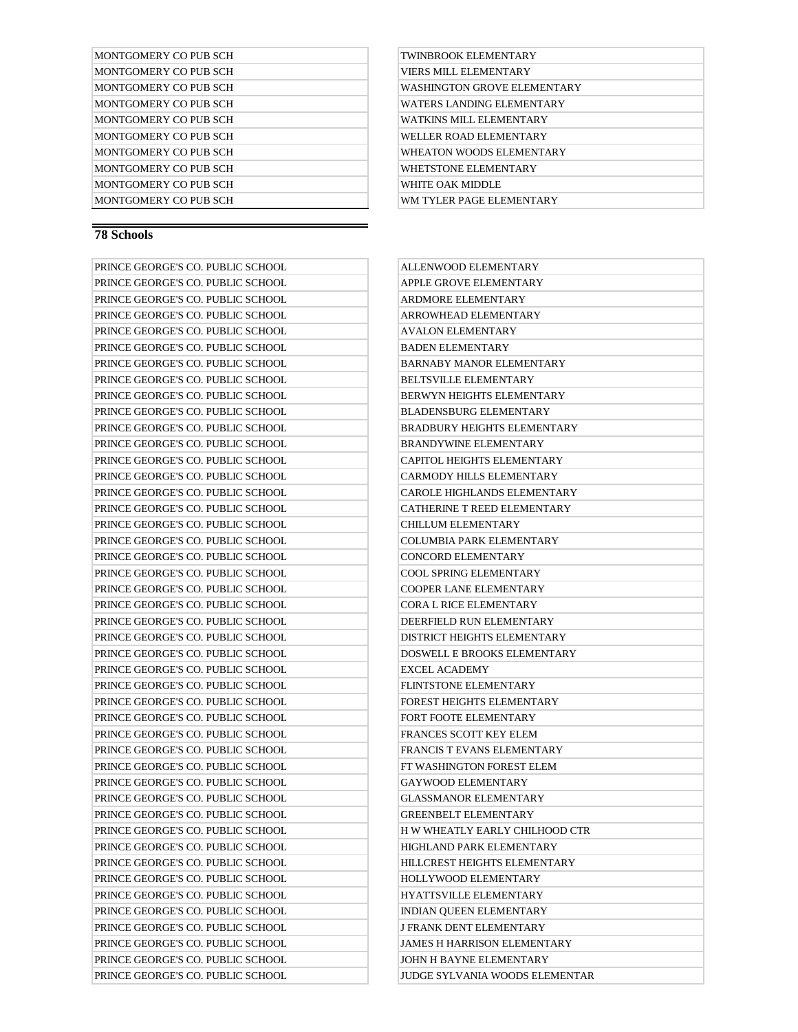| | |
|---|---|
| MONTGOMERY CO PUB SCH | TWINBROOK ELEMENTARY |
| MONTGOMERY CO PUB SCH | VIERS MILL ELEMENTARY |
| MONTGOMERY CO PUB SCH | WASHINGTON GROVE ELEMENTARY |
| MONTGOMERY CO PUB SCH | WATERS LANDING ELEMENTARY |
| MONTGOMERY CO PUB SCH | WATKINS MILL ELEMENTARY |
| MONTGOMERY CO PUB SCH | WELLER ROAD ELEMENTARY |
| MONTGOMERY CO PUB SCH | WHEATON WOODS ELEMENTARY |
| MONTGOMERY CO PUB SCH | WHETSTONE ELEMENTARY |
| MONTGOMERY CO PUB SCH | WHITE OAK MIDDLE |
| MONTGOMERY CO PUB SCH | WM TYLER PAGE ELEMENTARY |

**78 Schools**

| | |
|---|---|
| PRINCE GEORGE'S CO. PUBLIC SCHOOL | ALLENWOOD ELEMENTARY |
| PRINCE GEORGE'S CO. PUBLIC SCHOOL | APPLE GROVE ELEMENTARY |
| PRINCE GEORGE'S CO. PUBLIC SCHOOL | ARDMORE ELEMENTARY |
| PRINCE GEORGE'S CO. PUBLIC SCHOOL | ARROWHEAD ELEMENTARY |
| PRINCE GEORGE'S CO. PUBLIC SCHOOL | AVALON ELEMENTARY |
| PRINCE GEORGE'S CO. PUBLIC SCHOOL | BADEN ELEMENTARY |
| PRINCE GEORGE'S CO. PUBLIC SCHOOL | BARNABY MANOR ELEMENTARY |
| PRINCE GEORGE'S CO. PUBLIC SCHOOL | BELTSVILLE ELEMENTARY |
| PRINCE GEORGE'S CO. PUBLIC SCHOOL | BERWYN HEIGHTS ELEMENTARY |
| PRINCE GEORGE'S CO. PUBLIC SCHOOL | BLADENSBURG ELEMENTARY |
| PRINCE GEORGE'S CO. PUBLIC SCHOOL | BRADBURY HEIGHTS ELEMENTARY |
| PRINCE GEORGE'S CO. PUBLIC SCHOOL | BRANDYWINE ELEMENTARY |
| PRINCE GEORGE'S CO. PUBLIC SCHOOL | CAPITOL HEIGHTS ELEMENTARY |
| PRINCE GEORGE'S CO. PUBLIC SCHOOL | CARMODY HILLS ELEMENTARY |
| PRINCE GEORGE'S CO. PUBLIC SCHOOL | CAROLE HIGHLANDS ELEMENTARY |
| PRINCE GEORGE'S CO. PUBLIC SCHOOL | CATHERINE T REED ELEMENTARY |
| PRINCE GEORGE'S CO. PUBLIC SCHOOL | CHILLUM ELEMENTARY |
| PRINCE GEORGE'S CO. PUBLIC SCHOOL | COLUMBIA PARK ELEMENTARY |
| PRINCE GEORGE'S CO. PUBLIC SCHOOL | CONCORD ELEMENTARY |
| PRINCE GEORGE'S CO. PUBLIC SCHOOL | COOL SPRING ELEMENTARY |
| PRINCE GEORGE'S CO. PUBLIC SCHOOL | COOPER LANE ELEMENTARY |
| PRINCE GEORGE'S CO. PUBLIC SCHOOL | CORA L RICE ELEMENTARY |
| PRINCE GEORGE'S CO. PUBLIC SCHOOL | DEERFIELD RUN ELEMENTARY |
| PRINCE GEORGE'S CO. PUBLIC SCHOOL | DISTRICT HEIGHTS ELEMENTARY |
| PRINCE GEORGE'S CO. PUBLIC SCHOOL | DOSWELL E BROOKS ELEMENTARY |
| PRINCE GEORGE'S CO. PUBLIC SCHOOL | EXCEL ACADEMY |
| PRINCE GEORGE'S CO. PUBLIC SCHOOL | FLINTSTONE ELEMENTARY |
| PRINCE GEORGE'S CO. PUBLIC SCHOOL | FOREST HEIGHTS ELEMENTARY |
| PRINCE GEORGE'S CO. PUBLIC SCHOOL | FORT FOOTE ELEMENTARY |
| PRINCE GEORGE'S CO. PUBLIC SCHOOL | FRANCES SCOTT KEY ELEM |
| PRINCE GEORGE'S CO. PUBLIC SCHOOL | FRANCIS T EVANS ELEMENTARY |
| PRINCE GEORGE'S CO. PUBLIC SCHOOL | FT WASHINGTON FOREST ELEM |
| PRINCE GEORGE'S CO. PUBLIC SCHOOL | GAYWOOD ELEMENTARY |
| PRINCE GEORGE'S CO. PUBLIC SCHOOL | GLASSMANOR ELEMENTARY |
| PRINCE GEORGE'S CO. PUBLIC SCHOOL | GREENBELT ELEMENTARY |
| PRINCE GEORGE'S CO. PUBLIC SCHOOL | H W WHEATLY EARLY CHILHOOD CTR |
| PRINCE GEORGE'S CO. PUBLIC SCHOOL | HIGHLAND PARK ELEMENTARY |
| PRINCE GEORGE'S CO. PUBLIC SCHOOL | HILLCREST HEIGHTS ELEMENTARY |
| PRINCE GEORGE'S CO. PUBLIC SCHOOL | HOLLYWOOD ELEMENTARY |
| PRINCE GEORGE'S CO. PUBLIC SCHOOL | HYATTSVILLE ELEMENTARY |
| PRINCE GEORGE'S CO. PUBLIC SCHOOL | INDIAN QUEEN ELEMENTARY |
| PRINCE GEORGE'S CO. PUBLIC SCHOOL | J FRANK DENT ELEMENTARY |
| PRINCE GEORGE'S CO. PUBLIC SCHOOL | JAMES H HARRISON ELEMENTARY |
| PRINCE GEORGE'S CO. PUBLIC SCHOOL | JOHN H BAYNE ELEMENTARY |
| PRINCE GEORGE'S CO. PUBLIC SCHOOL | JUDGE SYLVANIA WOODS ELEMENTAR |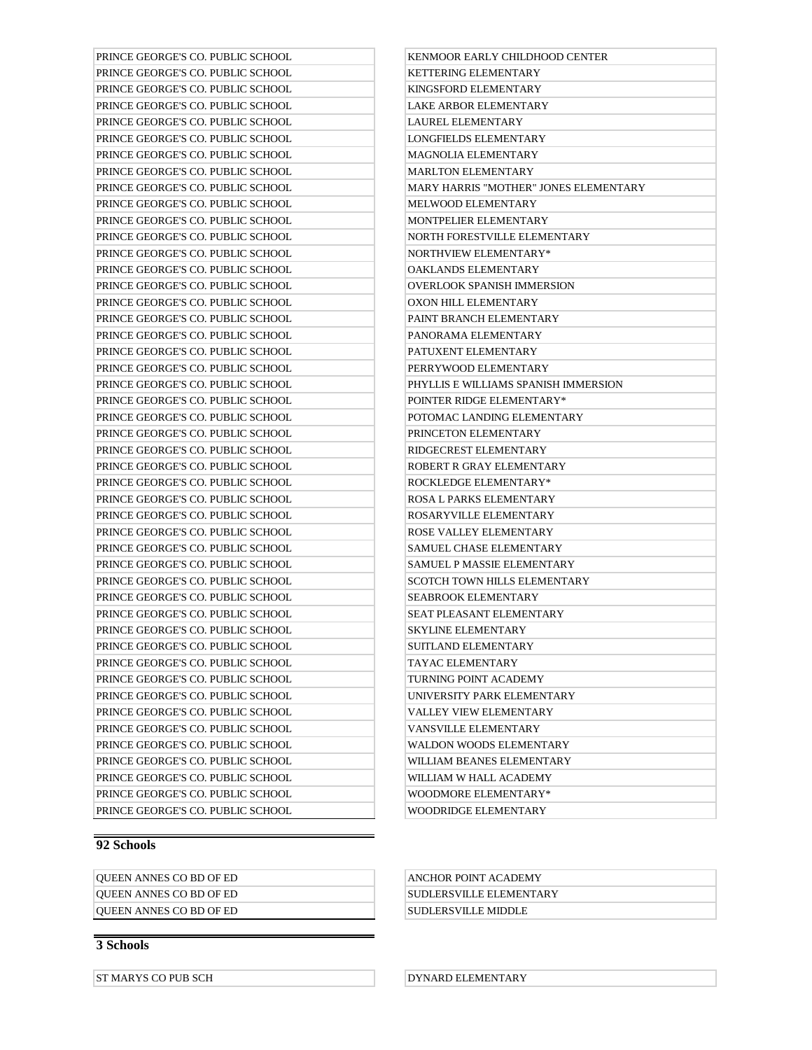| | |
|---|---|
| PRINCE GEORGE'S CO. PUBLIC SCHOOL | KENMOOR EARLY CHILDHOOD CENTER |
| PRINCE GEORGE'S CO. PUBLIC SCHOOL | KETTERING ELEMENTARY |
| PRINCE GEORGE'S CO. PUBLIC SCHOOL | KINGSFORD ELEMENTARY |
| PRINCE GEORGE'S CO. PUBLIC SCHOOL | LAKE ARBOR ELEMENTARY |
| PRINCE GEORGE'S CO. PUBLIC SCHOOL | LAUREL ELEMENTARY |
| PRINCE GEORGE'S CO. PUBLIC SCHOOL | LONGFIELDS ELEMENTARY |
| PRINCE GEORGE'S CO. PUBLIC SCHOOL | MAGNOLIA ELEMENTARY |
| PRINCE GEORGE'S CO. PUBLIC SCHOOL | MARLTON ELEMENTARY |
| PRINCE GEORGE'S CO. PUBLIC SCHOOL | MARY HARRIS "MOTHER" JONES ELEMENTARY |
| PRINCE GEORGE'S CO. PUBLIC SCHOOL | MELWOOD ELEMENTARY |
| PRINCE GEORGE'S CO. PUBLIC SCHOOL | MONTPELIER ELEMENTARY |
| PRINCE GEORGE'S CO. PUBLIC SCHOOL | NORTH FORESTVILLE ELEMENTARY |
| PRINCE GEORGE'S CO. PUBLIC SCHOOL | NORTHVIEW ELEMENTARY* |
| PRINCE GEORGE'S CO. PUBLIC SCHOOL | OAKLANDS ELEMENTARY |
| PRINCE GEORGE'S CO. PUBLIC SCHOOL | OVERLOOK SPANISH IMMERSION |
| PRINCE GEORGE'S CO. PUBLIC SCHOOL | OXON HILL ELEMENTARY |
| PRINCE GEORGE'S CO. PUBLIC SCHOOL | PAINT BRANCH ELEMENTARY |
| PRINCE GEORGE'S CO. PUBLIC SCHOOL | PANORAMA ELEMENTARY |
| PRINCE GEORGE'S CO. PUBLIC SCHOOL | PATUXENT ELEMENTARY |
| PRINCE GEORGE'S CO. PUBLIC SCHOOL | PERRYWOOD ELEMENTARY |
| PRINCE GEORGE'S CO. PUBLIC SCHOOL | PHYLLIS E WILLIAMS SPANISH IMMERSION |
| PRINCE GEORGE'S CO. PUBLIC SCHOOL | POINTER RIDGE ELEMENTARY* |
| PRINCE GEORGE'S CO. PUBLIC SCHOOL | POTOMAC LANDING ELEMENTARY |
| PRINCE GEORGE'S CO. PUBLIC SCHOOL | PRINCETON ELEMENTARY |
| PRINCE GEORGE'S CO. PUBLIC SCHOOL | RIDGECREST ELEMENTARY |
| PRINCE GEORGE'S CO. PUBLIC SCHOOL | ROBERT R GRAY ELEMENTARY |
| PRINCE GEORGE'S CO. PUBLIC SCHOOL | ROCKLEDGE ELEMENTARY* |
| PRINCE GEORGE'S CO. PUBLIC SCHOOL | ROSA L PARKS ELEMENTARY |
| PRINCE GEORGE'S CO. PUBLIC SCHOOL | ROSARYVILLE ELEMENTARY |
| PRINCE GEORGE'S CO. PUBLIC SCHOOL | ROSE VALLEY ELEMENTARY |
| PRINCE GEORGE'S CO. PUBLIC SCHOOL | SAMUEL CHASE ELEMENTARY |
| PRINCE GEORGE'S CO. PUBLIC SCHOOL | SAMUEL P MASSIE ELEMENTARY |
| PRINCE GEORGE'S CO. PUBLIC SCHOOL | SCOTCH TOWN HILLS ELEMENTARY |
| PRINCE GEORGE'S CO. PUBLIC SCHOOL | SEABROOK ELEMENTARY |
| PRINCE GEORGE'S CO. PUBLIC SCHOOL | SEAT PLEASANT ELEMENTARY |
| PRINCE GEORGE'S CO. PUBLIC SCHOOL | SKYLINE ELEMENTARY |
| PRINCE GEORGE'S CO. PUBLIC SCHOOL | SUITLAND ELEMENTARY |
| PRINCE GEORGE'S CO. PUBLIC SCHOOL | TAYAC ELEMENTARY |
| PRINCE GEORGE'S CO. PUBLIC SCHOOL | TURNING POINT ACADEMY |
| PRINCE GEORGE'S CO. PUBLIC SCHOOL | UNIVERSITY PARK ELEMENTARY |
| PRINCE GEORGE'S CO. PUBLIC SCHOOL | VALLEY VIEW ELEMENTARY |
| PRINCE GEORGE'S CO. PUBLIC SCHOOL | VANSVILLE ELEMENTARY |
| PRINCE GEORGE'S CO. PUBLIC SCHOOL | WALDON WOODS ELEMENTARY |
| PRINCE GEORGE'S CO. PUBLIC SCHOOL | WILLIAM BEANES ELEMENTARY |
| PRINCE GEORGE'S CO. PUBLIC SCHOOL | WILLIAM W HALL ACADEMY |
| PRINCE GEORGE'S CO. PUBLIC SCHOOL | WOODMORE ELEMENTARY* |
| PRINCE GEORGE'S CO. PUBLIC SCHOOL | WOODRIDGE ELEMENTARY |

**92 Schools**

| | |
|---|---|
| QUEEN ANNES CO BD OF ED | ANCHOR POINT ACADEMY |
| QUEEN ANNES CO BD OF ED | SUDLERSVILLE ELEMENTARY |
| QUEEN ANNES CO BD OF ED | SUDLERSVILLE MIDDLE |

**3 Schools**

| | |
|---|---|
| ST MARYS CO PUB SCH | DYNARD ELEMENTARY |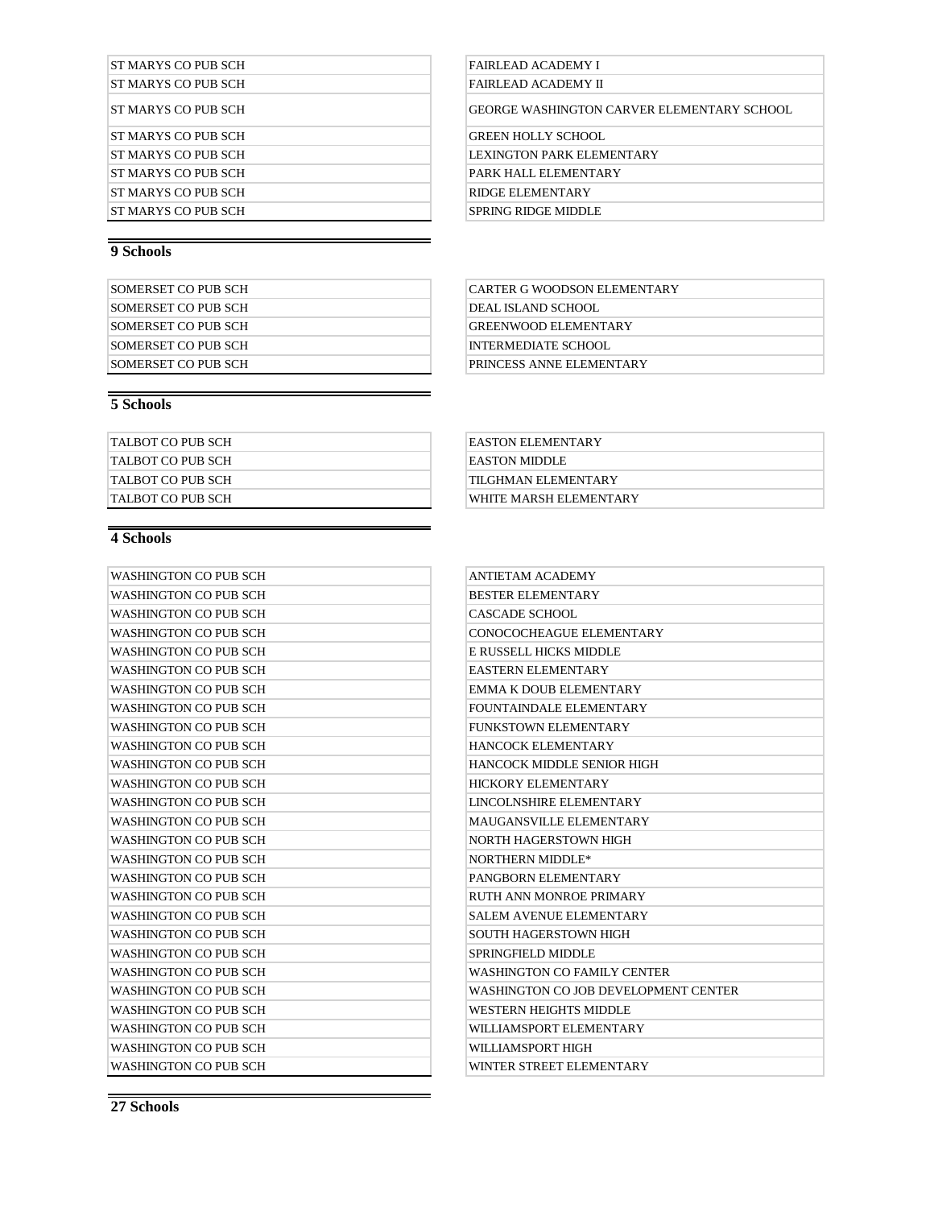| | |
|---|---|
| ST MARYS CO PUB SCH | FAIRLEAD ACADEMY I |
| ST MARYS CO PUB SCH | FAIRLEAD ACADEMY II |
| ST MARYS CO PUB SCH | GEORGE WASHINGTON CARVER ELEMENTARY SCHOOL |
| ST MARYS CO PUB SCH | GREEN HOLLY SCHOOL |
| ST MARYS CO PUB SCH | LEXINGTON PARK ELEMENTARY |
| ST MARYS CO PUB SCH | PARK HALL ELEMENTARY |
| ST MARYS CO PUB SCH | RIDGE ELEMENTARY |
| ST MARYS CO PUB SCH | SPRING RIDGE MIDDLE |

**9 Schools**

| | |
|---|---|
| SOMERSET CO PUB SCH | CARTER G WOODSON ELEMENTARY |
| SOMERSET CO PUB SCH | DEAL ISLAND SCHOOL |
| SOMERSET CO PUB SCH | GREENWOOD ELEMENTARY |
| SOMERSET CO PUB SCH | INTERMEDIATE SCHOOL |
| SOMERSET CO PUB SCH | PRINCESS ANNE ELEMENTARY |

**5 Schools**

| | |
|---|---|
| TALBOT CO PUB SCH | EASTON ELEMENTARY |
| TALBOT CO PUB SCH | EASTON MIDDLE |
| TALBOT CO PUB SCH | TILGHMAN ELEMENTARY |
| TALBOT CO PUB SCH | WHITE MARSH ELEMENTARY |

**4 Schools**

| | |
|---|---|
| WASHINGTON CO PUB SCH | ANTIETAM ACADEMY |
| WASHINGTON CO PUB SCH | BESTER ELEMENTARY |
| WASHINGTON CO PUB SCH | CASCADE SCHOOL |
| WASHINGTON CO PUB SCH | CONOCOCHEAGUE ELEMENTARY |
| WASHINGTON CO PUB SCH | E RUSSELL HICKS MIDDLE |
| WASHINGTON CO PUB SCH | EASTERN ELEMENTARY |
| WASHINGTON CO PUB SCH | EMMA K DOUB ELEMENTARY |
| WASHINGTON CO PUB SCH | FOUNTAINDALE ELEMENTARY |
| WASHINGTON CO PUB SCH | FUNKSTOWN ELEMENTARY |
| WASHINGTON CO PUB SCH | HANCOCK ELEMENTARY |
| WASHINGTON CO PUB SCH | HANCOCK MIDDLE SENIOR HIGH |
| WASHINGTON CO PUB SCH | HICKORY ELEMENTARY |
| WASHINGTON CO PUB SCH | LINCOLNSHIRE ELEMENTARY |
| WASHINGTON CO PUB SCH | MAUGANSVILLE ELEMENTARY |
| WASHINGTON CO PUB SCH | NORTH HAGERSTOWN HIGH |
| WASHINGTON CO PUB SCH | NORTHERN MIDDLE* |
| WASHINGTON CO PUB SCH | PANGBORN ELEMENTARY |
| WASHINGTON CO PUB SCH | RUTH ANN MONROE PRIMARY |
| WASHINGTON CO PUB SCH | SALEM AVENUE ELEMENTARY |
| WASHINGTON CO PUB SCH | SOUTH HAGERSTOWN HIGH |
| WASHINGTON CO PUB SCH | SPRINGFIELD MIDDLE |
| WASHINGTON CO PUB SCH | WASHINGTON CO FAMILY CENTER |
| WASHINGTON CO PUB SCH | WASHINGTON CO JOB DEVELOPMENT CENTER |
| WASHINGTON CO PUB SCH | WESTERN HEIGHTS MIDDLE |
| WASHINGTON CO PUB SCH | WILLIAMSPORT ELEMENTARY |
| WASHINGTON CO PUB SCH | WILLIAMSPORT HIGH |
| WASHINGTON CO PUB SCH | WINTER STREET ELEMENTARY |

**27 Schools**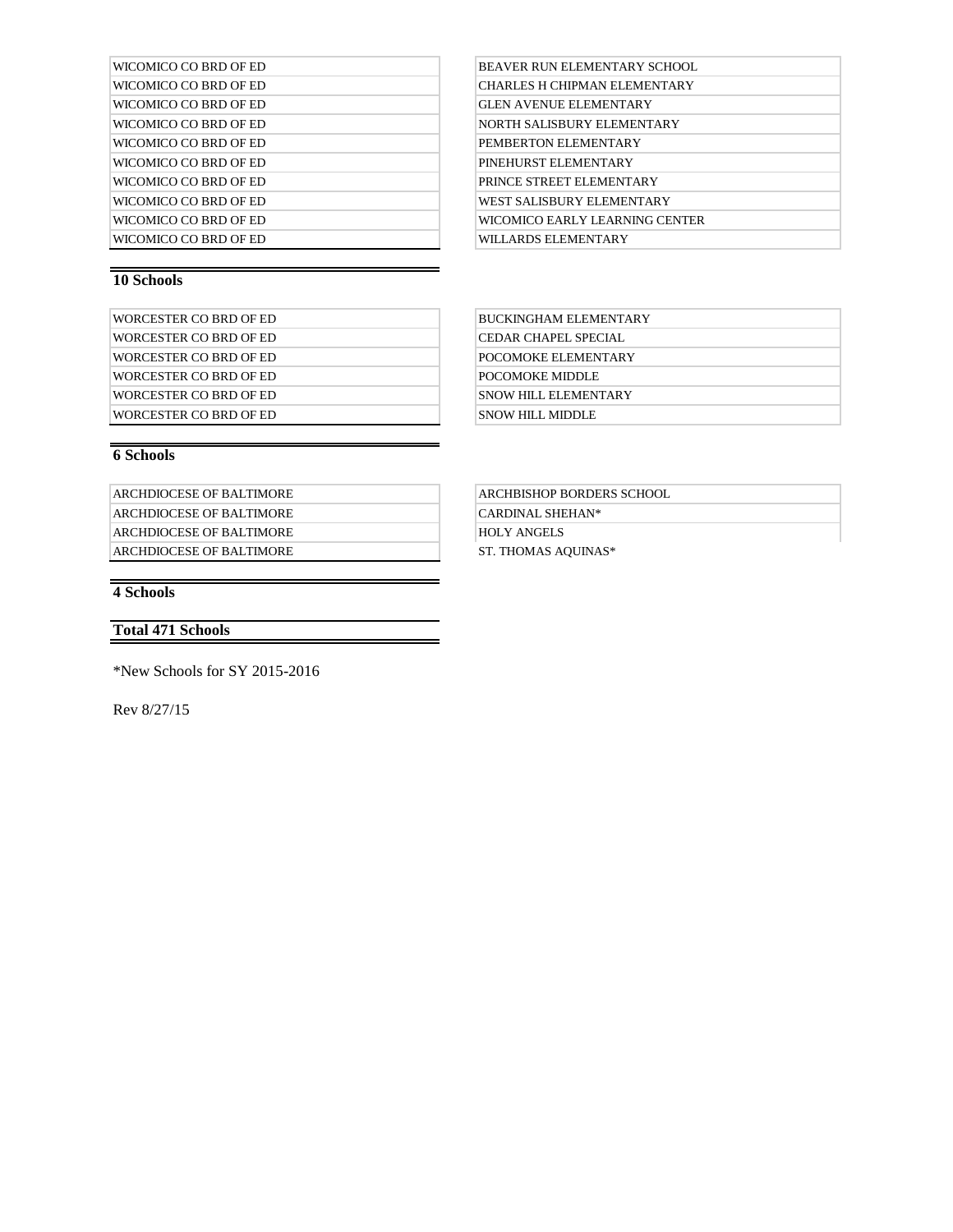| | |
|---|---|
| WICOMICO CO BRD OF ED | BEAVER RUN ELEMENTARY SCHOOL |
| WICOMICO CO BRD OF ED | CHARLES H CHIPMAN ELEMENTARY |
| WICOMICO CO BRD OF ED | GLEN AVENUE ELEMENTARY |
| WICOMICO CO BRD OF ED | NORTH SALISBURY ELEMENTARY |
| WICOMICO CO BRD OF ED | PEMBERTON ELEMENTARY |
| WICOMICO CO BRD OF ED | PINEHURST ELEMENTARY |
| WICOMICO CO BRD OF ED | PRINCE STREET ELEMENTARY |
| WICOMICO CO BRD OF ED | WEST SALISBURY ELEMENTARY |
| WICOMICO CO BRD OF ED | WICOMICO EARLY LEARNING CENTER |
| WICOMICO CO BRD OF ED | WILLARDS ELEMENTARY |

**10 Schools**

| | |
|---|---|
| WORCESTER CO BRD OF ED | BUCKINGHAM ELEMENTARY |
| WORCESTER CO BRD OF ED | CEDAR CHAPEL SPECIAL |
| WORCESTER CO BRD OF ED | POCOMOKE ELEMENTARY |
| WORCESTER CO BRD OF ED | POCOMOKE MIDDLE |
| WORCESTER CO BRD OF ED | SNOW HILL ELEMENTARY |
| WORCESTER CO BRD OF ED | SNOW HILL MIDDLE |

**6 Schools**

| | |
|---|---|
| ARCHDIOCESE OF BALTIMORE | ARCHBISHOP BORDERS SCHOOL |
| ARCHDIOCESE OF BALTIMORE | CARDINAL SHEHAN* |
| ARCHDIOCESE OF BALTIMORE | HOLY ANGELS |
| ARCHDIOCESE OF BALTIMORE | ST. THOMAS AQUINAS* |

**4 Schools**

**Total 471 Schools**

*New Schools for SY 2015-2016

Rev 8/27/15